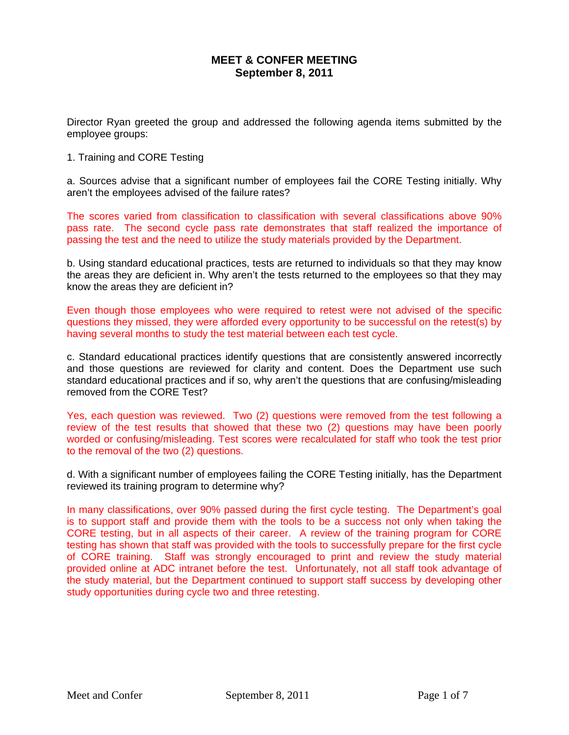# MEET & CONFER MEETING
## September 8, 2011

Director Ryan greeted the group and addressed the following agenda items submitted by the employee groups:

1. Training and CORE Testing

a. Sources advise that a significant number of employees fail the CORE Testing initially. Why aren't the employees advised of the failure rates?

The scores varied from classification to classification with several classifications above 90% pass rate. The second cycle pass rate demonstrates that staff realized the importance of passing the test and the need to utilize the study materials provided by the Department.

b. Using standard educational practices, tests are returned to individuals so that they may know the areas they are deficient in. Why aren't the tests returned to the employees so that they may know the areas they are deficient in?

Even though those employees who were required to retest were not advised of the specific questions they missed, they were afforded every opportunity to be successful on the retest(s) by having several months to study the test material between each test cycle.

c. Standard educational practices identify questions that are consistently answered incorrectly and those questions are reviewed for clarity and content. Does the Department use such standard educational practices and if so, why aren't the questions that are confusing/misleading removed from the CORE Test?

Yes, each question was reviewed. Two (2) questions were removed from the test following a review of the test results that showed that these two (2) questions may have been poorly worded or confusing/misleading. Test scores were recalculated for staff who took the test prior to the removal of the two (2) questions.

d. With a significant number of employees failing the CORE Testing initially, has the Department reviewed its training program to determine why?

In many classifications, over 90% passed during the first cycle testing. The Department's goal is to support staff and provide them with the tools to be a success not only when taking the CORE testing, but in all aspects of their career. A review of the training program for CORE testing has shown that staff was provided with the tools to successfully prepare for the first cycle of CORE training. Staff was strongly encouraged to print and review the study material provided online at ADC intranet before the test. Unfortunately, not all staff took advantage of the study material, but the Department continued to support staff success by developing other study opportunities during cycle two and three retesting.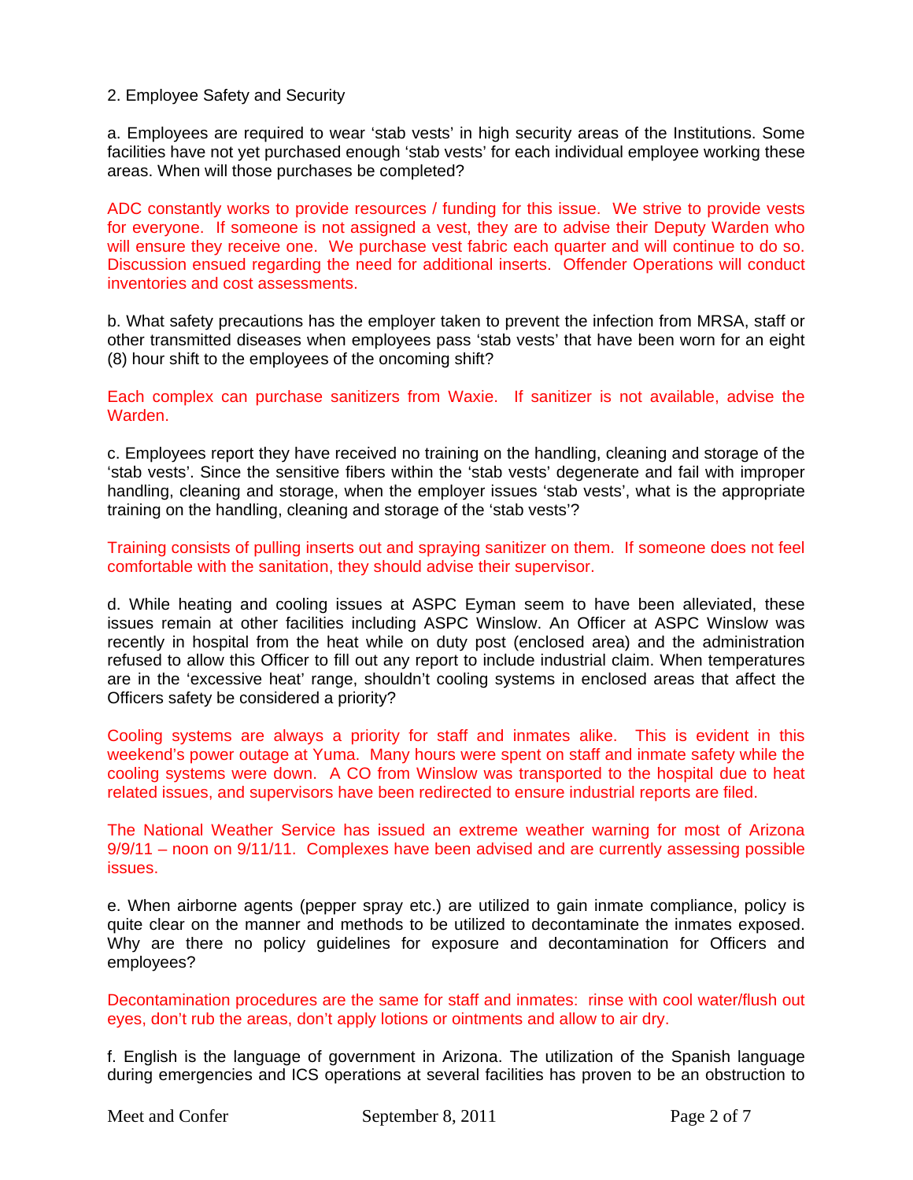2. Employee Safety and Security

a. Employees are required to wear 'stab vests' in high security areas of the Institutions. Some facilities have not yet purchased enough 'stab vests' for each individual employee working these areas. When will those purchases be completed?

ADC constantly works to provide resources / funding for this issue. We strive to provide vests for everyone. If someone is not assigned a vest, they are to advise their Deputy Warden who will ensure they receive one. We purchase vest fabric each quarter and will continue to do so. Discussion ensued regarding the need for additional inserts. Offender Operations will conduct inventories and cost assessments.

b. What safety precautions has the employer taken to prevent the infection from MRSA, staff or other transmitted diseases when employees pass 'stab vests' that have been worn for an eight (8) hour shift to the employees of the oncoming shift?

Each complex can purchase sanitizers from Waxie. If sanitizer is not available, advise the Warden.

c. Employees report they have received no training on the handling, cleaning and storage of the 'stab vests'. Since the sensitive fibers within the 'stab vests' degenerate and fail with improper handling, cleaning and storage, when the employer issues 'stab vests', what is the appropriate training on the handling, cleaning and storage of the 'stab vests'?

Training consists of pulling inserts out and spraying sanitizer on them. If someone does not feel comfortable with the sanitation, they should advise their supervisor.

d. While heating and cooling issues at ASPC Eyman seem to have been alleviated, these issues remain at other facilities including ASPC Winslow. An Officer at ASPC Winslow was recently in hospital from the heat while on duty post (enclosed area) and the administration refused to allow this Officer to fill out any report to include industrial claim. When temperatures are in the 'excessive heat' range, shouldn't cooling systems in enclosed areas that affect the Officers safety be considered a priority?

Cooling systems are always a priority for staff and inmates alike. This is evident in this weekend's power outage at Yuma. Many hours were spent on staff and inmate safety while the cooling systems were down. A CO from Winslow was transported to the hospital due to heat related issues, and supervisors have been redirected to ensure industrial reports are filed.

The National Weather Service has issued an extreme weather warning for most of Arizona 9/9/11 – noon on 9/11/11. Complexes have been advised and are currently assessing possible issues.

e. When airborne agents (pepper spray etc.) are utilized to gain inmate compliance, policy is quite clear on the manner and methods to be utilized to decontaminate the inmates exposed. Why are there no policy guidelines for exposure and decontamination for Officers and employees?

Decontamination procedures are the same for staff and inmates: rinse with cool water/flush out eyes, don't rub the areas, don't apply lotions or ointments and allow to air dry.

f. English is the language of government in Arizona. The utilization of the Spanish language during emergencies and ICS operations at several facilities has proven to be an obstruction to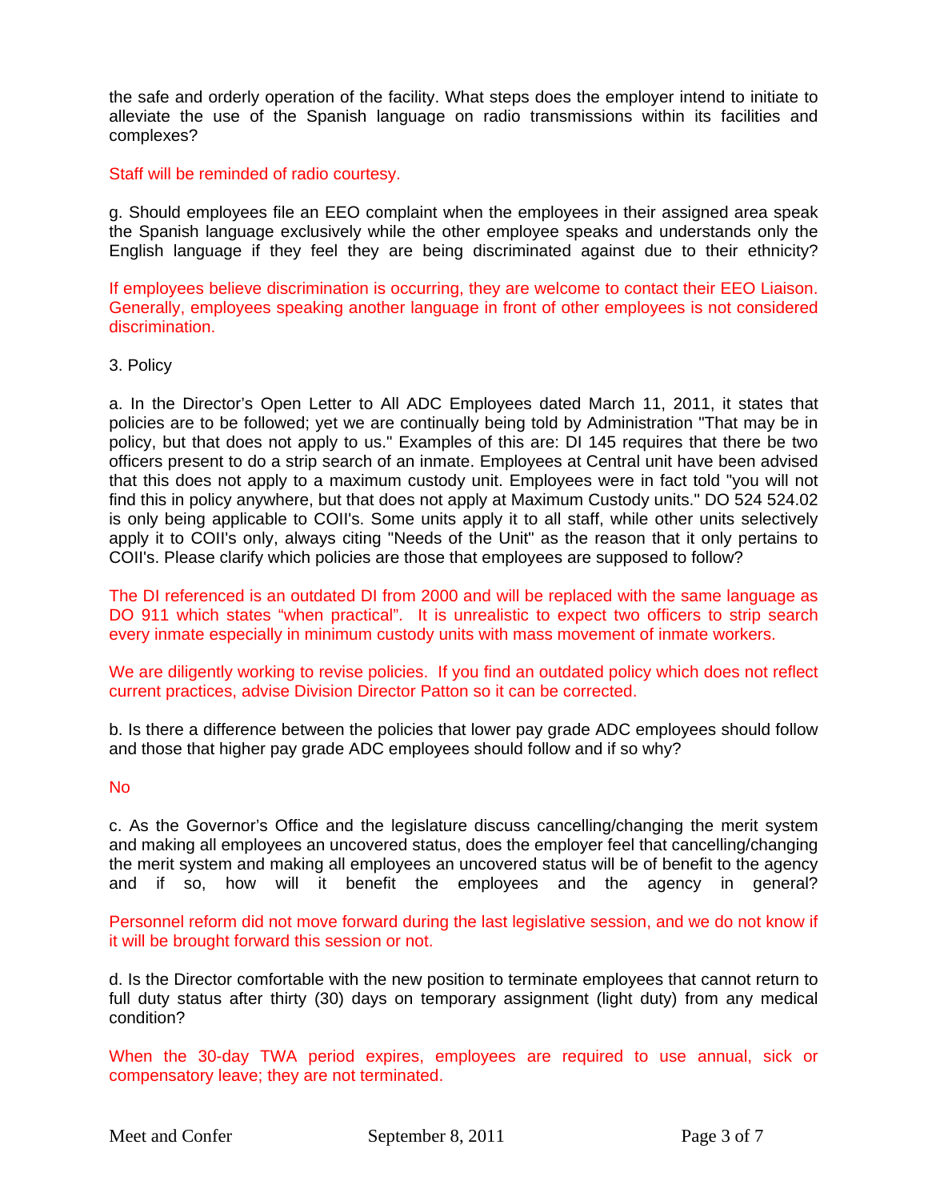the safe and orderly operation of the facility. What steps does the employer intend to initiate to alleviate the use of the Spanish language on radio transmissions within its facilities and complexes?

Staff will be reminded of radio courtesy.

g. Should employees file an EEO complaint when the employees in their assigned area speak the Spanish language exclusively while the other employee speaks and understands only the English language if they feel they are being discriminated against due to their ethnicity?

If employees believe discrimination is occurring, they are welcome to contact their EEO Liaison. Generally, employees speaking another language in front of other employees is not considered discrimination.

3. Policy

a. In the Director's Open Letter to All ADC Employees dated March 11, 2011, it states that policies are to be followed; yet we are continually being told by Administration "That may be in policy, but that does not apply to us." Examples of this are: DI 145 requires that there be two officers present to do a strip search of an inmate. Employees at Central unit have been advised that this does not apply to a maximum custody unit. Employees were in fact told "you will not find this in policy anywhere, but that does not apply at Maximum Custody units." DO 524 524.02 is only being applicable to COII's. Some units apply it to all staff, while other units selectively apply it to COII's only, always citing "Needs of the Unit" as the reason that it only pertains to COII's. Please clarify which policies are those that employees are supposed to follow?

The DI referenced is an outdated DI from 2000 and will be replaced with the same language as DO 911 which states "when practical". It is unrealistic to expect two officers to strip search every inmate especially in minimum custody units with mass movement of inmate workers.

We are diligently working to revise policies. If you find an outdated policy which does not reflect current practices, advise Division Director Patton so it can be corrected.

b. Is there a difference between the policies that lower pay grade ADC employees should follow and those that higher pay grade ADC employees should follow and if so why?

No

c. As the Governor's Office and the legislature discuss cancelling/changing the merit system and making all employees an uncovered status, does the employer feel that cancelling/changing the merit system and making all employees an uncovered status will be of benefit to the agency and if so, how will it benefit the employees and the agency in general?

Personnel reform did not move forward during the last legislative session, and we do not know if it will be brought forward this session or not.

d. Is the Director comfortable with the new position to terminate employees that cannot return to full duty status after thirty (30) days on temporary assignment (light duty) from any medical condition?

When the 30-day TWA period expires, employees are required to use annual, sick or compensatory leave; they are not terminated.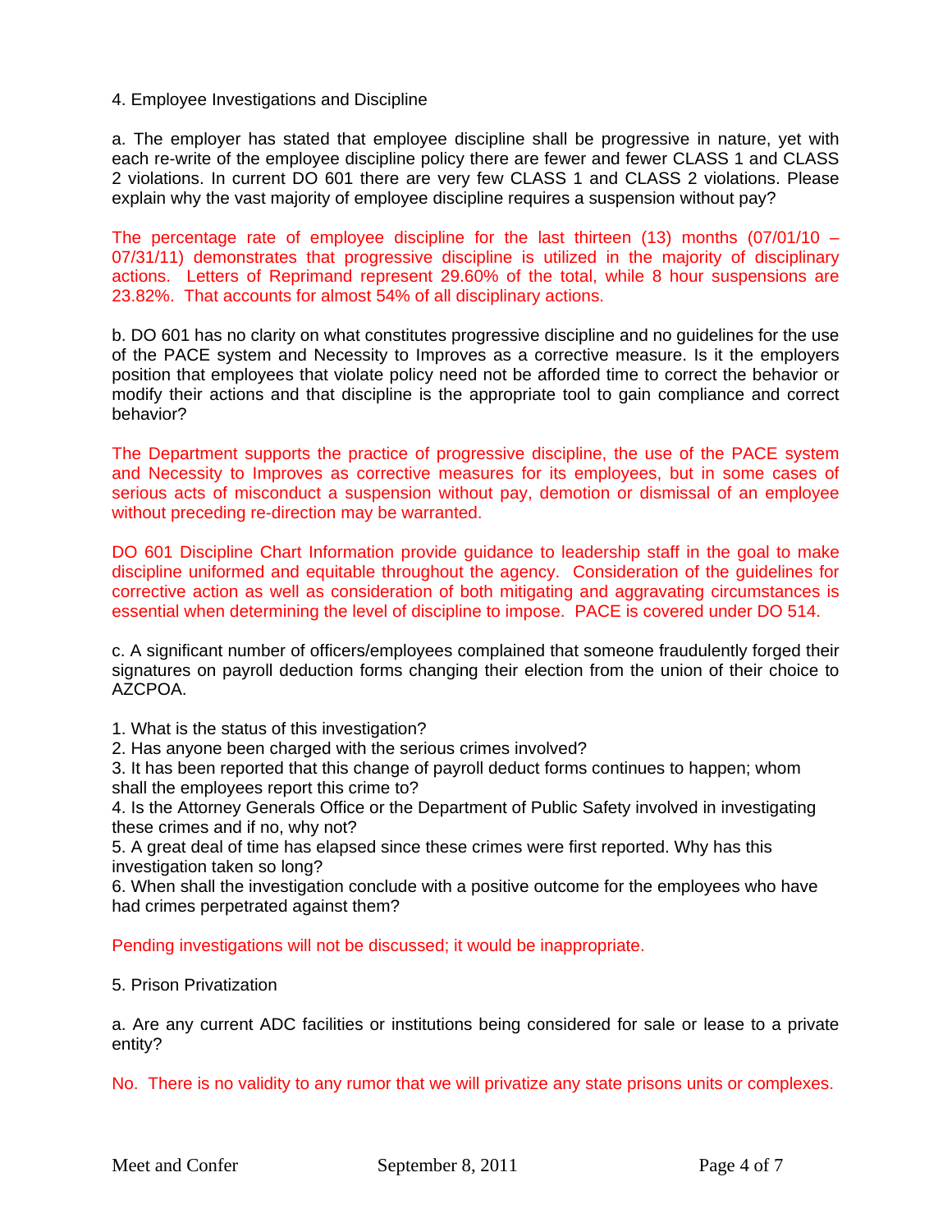4. Employee Investigations and Discipline

a. The employer has stated that employee discipline shall be progressive in nature, yet with each re-write of the employee discipline policy there are fewer and fewer CLASS 1 and CLASS 2 violations. In current DO 601 there are very few CLASS 1 and CLASS 2 violations. Please explain why the vast majority of employee discipline requires a suspension without pay?

The percentage rate of employee discipline for the last thirteen (13) months (07/01/10 – 07/31/11) demonstrates that progressive discipline is utilized in the majority of disciplinary actions. Letters of Reprimand represent 29.60% of the total, while 8 hour suspensions are 23.82%. That accounts for almost 54% of all disciplinary actions.

b. DO 601 has no clarity on what constitutes progressive discipline and no guidelines for the use of the PACE system and Necessity to Improves as a corrective measure. Is it the employers position that employees that violate policy need not be afforded time to correct the behavior or modify their actions and that discipline is the appropriate tool to gain compliance and correct behavior?

The Department supports the practice of progressive discipline, the use of the PACE system and Necessity to Improves as corrective measures for its employees, but in some cases of serious acts of misconduct a suspension without pay, demotion or dismissal of an employee without preceding re-direction may be warranted.

DO 601 Discipline Chart Information provide guidance to leadership staff in the goal to make discipline uniformed and equitable throughout the agency. Consideration of the guidelines for corrective action as well as consideration of both mitigating and aggravating circumstances is essential when determining the level of discipline to impose. PACE is covered under DO 514.

c. A significant number of officers/employees complained that someone fraudulently forged their signatures on payroll deduction forms changing their election from the union of their choice to AZCPOA.

1. What is the status of this investigation?
2. Has anyone been charged with the serious crimes involved?
3. It has been reported that this change of payroll deduct forms continues to happen; whom shall the employees report this crime to?
4. Is the Attorney Generals Office or the Department of Public Safety involved in investigating these crimes and if no, why not?
5. A great deal of time has elapsed since these crimes were first reported. Why has this investigation taken so long?
6. When shall the investigation conclude with a positive outcome for the employees who have had crimes perpetrated against them?

Pending investigations will not be discussed; it would be inappropriate.

5. Prison Privatization

a. Are any current ADC facilities or institutions being considered for sale or lease to a private entity?

No. There is no validity to any rumor that we will privatize any state prisons units or complexes.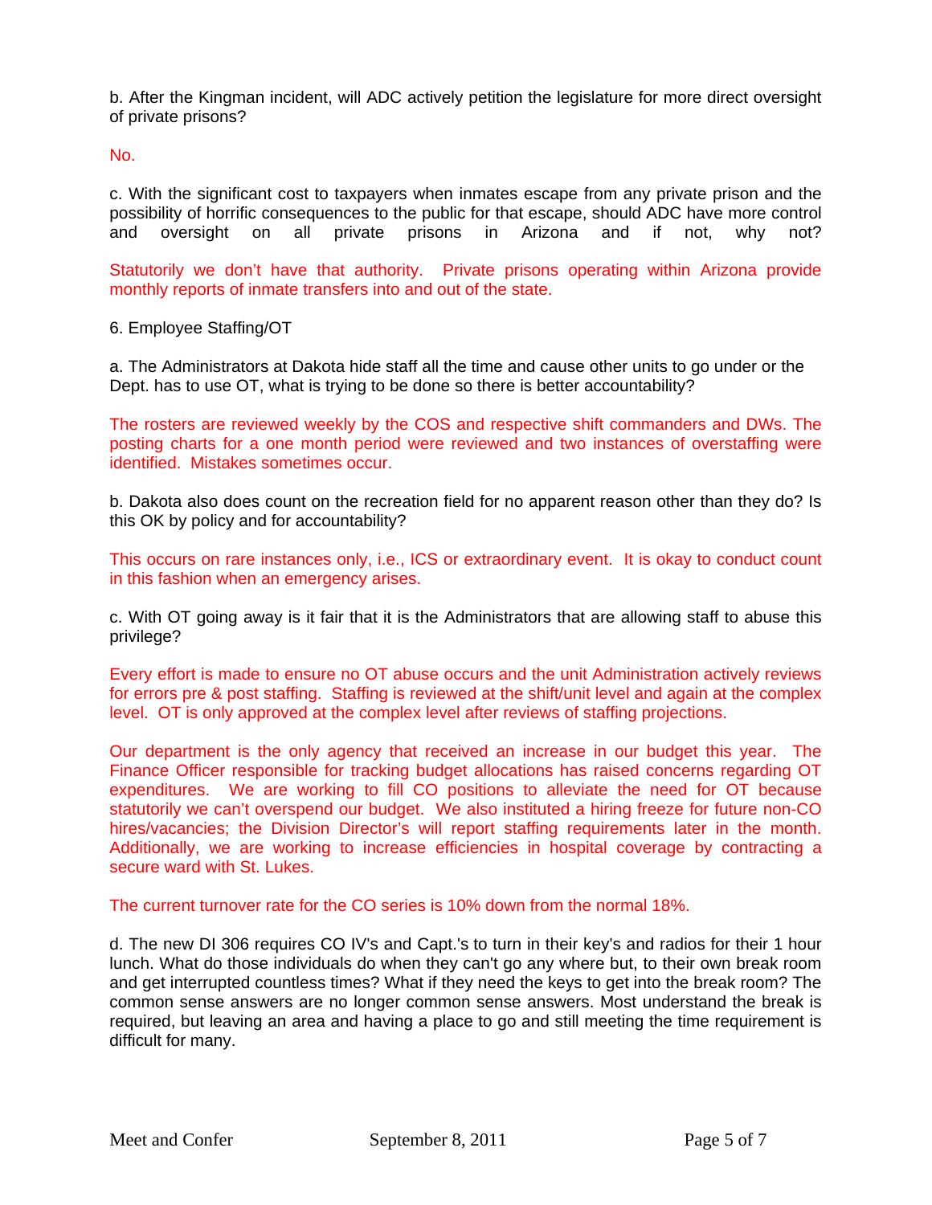b. After the Kingman incident, will ADC actively petition the legislature for more direct oversight of private prisons?

No.

c. With the significant cost to taxpayers when inmates escape from any private prison and the possibility of horrific consequences to the public for that escape, should ADC have more control and oversight on all private prisons in Arizona and if not, why not?

Statutorily we don't have that authority. Private prisons operating within Arizona provide monthly reports of inmate transfers into and out of the state.

6. Employee Staffing/OT

a. The Administrators at Dakota hide staff all the time and cause other units to go under or the Dept. has to use OT, what is trying to be done so there is better accountability?

The rosters are reviewed weekly by the COS and respective shift commanders and DWs. The posting charts for a one month period were reviewed and two instances of overstaffing were identified. Mistakes sometimes occur.

b. Dakota also does count on the recreation field for no apparent reason other than they do? Is this OK by policy and for accountability?

This occurs on rare instances only, i.e., ICS or extraordinary event. It is okay to conduct count in this fashion when an emergency arises.

c. With OT going away is it fair that it is the Administrators that are allowing staff to abuse this privilege?

Every effort is made to ensure no OT abuse occurs and the unit Administration actively reviews for errors pre & post staffing. Staffing is reviewed at the shift/unit level and again at the complex level. OT is only approved at the complex level after reviews of staffing projections.

Our department is the only agency that received an increase in our budget this year. The Finance Officer responsible for tracking budget allocations has raised concerns regarding OT expenditures. We are working to fill CO positions to alleviate the need for OT because statutorily we can't overspend our budget. We also instituted a hiring freeze for future non-CO hires/vacancies; the Division Director's will report staffing requirements later in the month. Additionally, we are working to increase efficiencies in hospital coverage by contracting a secure ward with St. Lukes.

The current turnover rate for the CO series is 10% down from the normal 18%.

d. The new DI 306 requires CO IV's and Capt.'s to turn in their key's and radios for their 1 hour lunch. What do those individuals do when they can't go any where but, to their own break room and get interrupted countless times? What if they need the keys to get into the break room? The common sense answers are no longer common sense answers. Most understand the break is required, but leaving an area and having a place to go and still meeting the time requirement is difficult for many.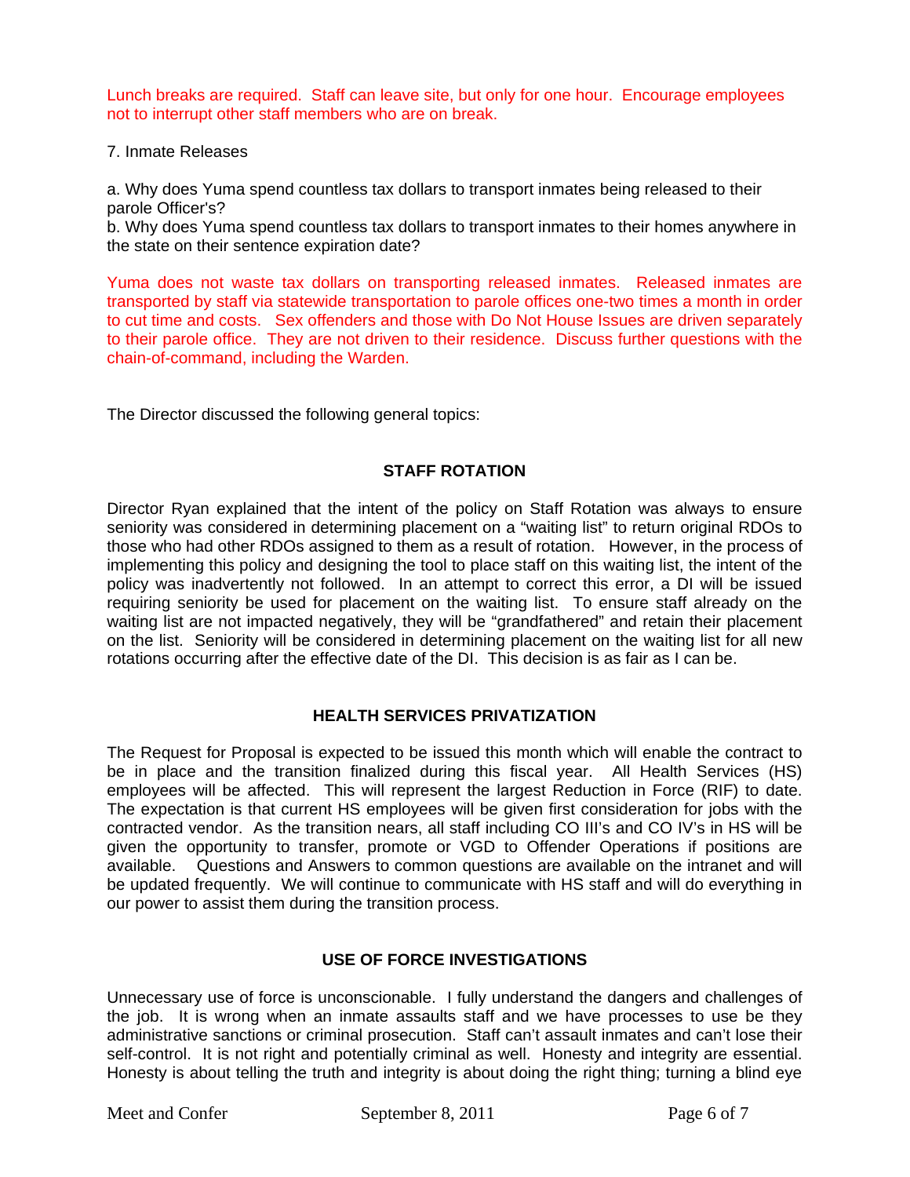Lunch breaks are required. Staff can leave site, but only for one hour. Encourage employees not to interrupt other staff members who are on break.

7. Inmate Releases

a. Why does Yuma spend countless tax dollars to transport inmates being released to their parole Officer's?
b. Why does Yuma spend countless tax dollars to transport inmates to their homes anywhere in the state on their sentence expiration date?

Yuma does not waste tax dollars on transporting released inmates. Released inmates are transported by staff via statewide transportation to parole offices one-two times a month in order to cut time and costs. Sex offenders and those with Do Not House Issues are driven separately to their parole office. They are not driven to their residence. Discuss further questions with the chain-of-command, including the Warden.

The Director discussed the following general topics:

## STAFF ROTATION

Director Ryan explained that the intent of the policy on Staff Rotation was always to ensure seniority was considered in determining placement on a "waiting list" to return original RDOs to those who had other RDOs assigned to them as a result of rotation. However, in the process of implementing this policy and designing the tool to place staff on this waiting list, the intent of the policy was inadvertently not followed. In an attempt to correct this error, a DI will be issued requiring seniority be used for placement on the waiting list. To ensure staff already on the waiting list are not impacted negatively, they will be "grandfathered" and retain their placement on the list. Seniority will be considered in determining placement on the waiting list for all new rotations occurring after the effective date of the DI. This decision is as fair as I can be.

## HEALTH SERVICES PRIVATIZATION

The Request for Proposal is expected to be issued this month which will enable the contract to be in place and the transition finalized during this fiscal year. All Health Services (HS) employees will be affected. This will represent the largest Reduction in Force (RIF) to date. The expectation is that current HS employees will be given first consideration for jobs with the contracted vendor. As the transition nears, all staff including CO III's and CO IV's in HS will be given the opportunity to transfer, promote or VGD to Offender Operations if positions are available. Questions and Answers to common questions are available on the intranet and will be updated frequently. We will continue to communicate with HS staff and will do everything in our power to assist them during the transition process.

## USE OF FORCE INVESTIGATIONS

Unnecessary use of force is unconscionable. I fully understand the dangers and challenges of the job. It is wrong when an inmate assaults staff and we have processes to use be they administrative sanctions or criminal prosecution. Staff can't assault inmates and can't lose their self-control. It is not right and potentially criminal as well. Honesty and integrity are essential. Honesty is about telling the truth and integrity is about doing the right thing; turning a blind eye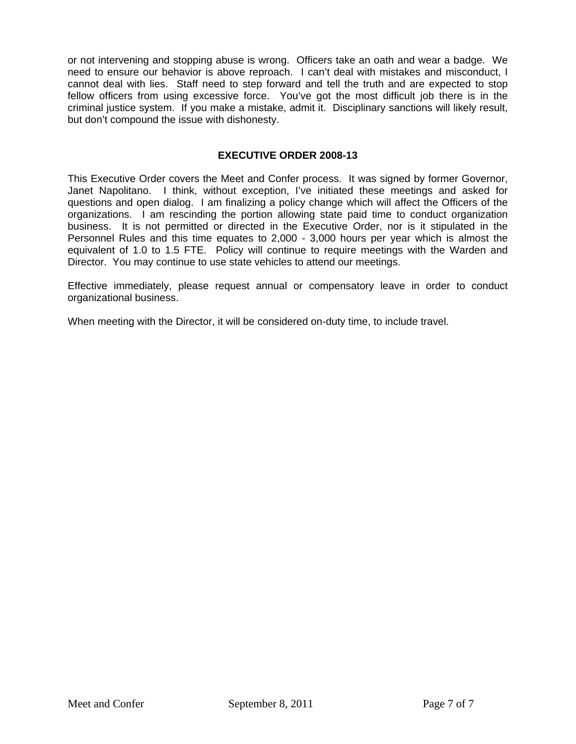or not intervening and stopping abuse is wrong. Officers take an oath and wear a badge. We need to ensure our behavior is above reproach. I can't deal with mistakes and misconduct, I cannot deal with lies. Staff need to step forward and tell the truth and are expected to stop fellow officers from using excessive force. You've got the most difficult job there is in the criminal justice system. If you make a mistake, admit it. Disciplinary sanctions will likely result, but don't compound the issue with dishonesty.

## EXECUTIVE ORDER 2008-13

This Executive Order covers the Meet and Confer process. It was signed by former Governor, Janet Napolitano. I think, without exception, I've initiated these meetings and asked for questions and open dialog. I am finalizing a policy change which will affect the Officers of the organizations. I am rescinding the portion allowing state paid time to conduct organization business. It is not permitted or directed in the Executive Order, nor is it stipulated in the Personnel Rules and this time equates to 2,000 - 3,000 hours per year which is almost the equivalent of 1.0 to 1.5 FTE. Policy will continue to require meetings with the Warden and Director. You may continue to use state vehicles to attend our meetings.

Effective immediately, please request annual or compensatory leave in order to conduct organizational business.

When meeting with the Director, it will be considered on-duty time, to include travel.